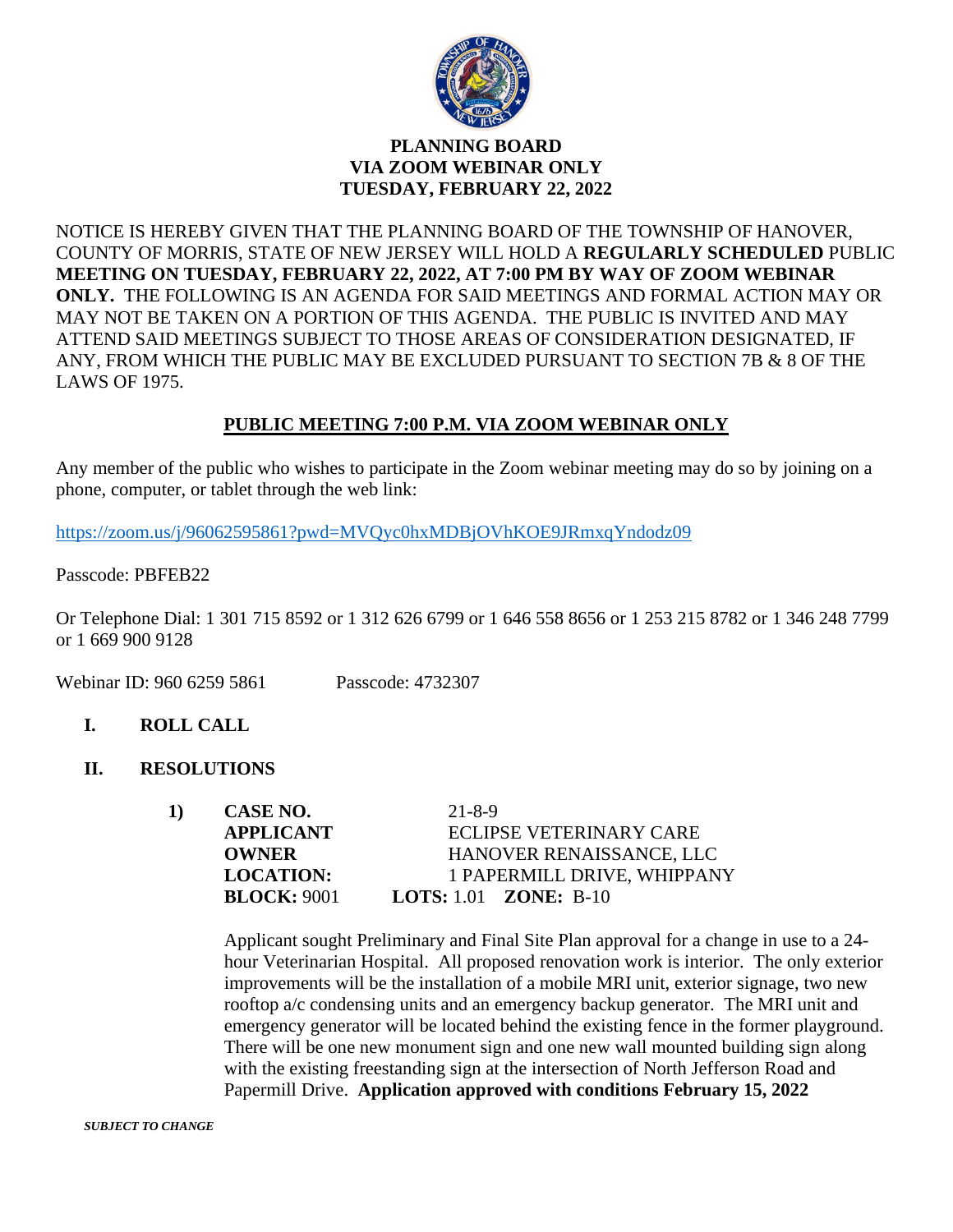**PLANNING BOARD**
**VIA ZOOM WEBINAR ONLY**
**TUESDAY, FEBRUARY 22, 2022**

NOTICE IS HEREBY GIVEN THAT THE PLANNING BOARD OF THE TOWNSHIP OF HANOVER, COUNTY OF MORRIS, STATE OF NEW JERSEY WILL HOLD A **REGULARLY SCHEDULED** PUBLIC **MEETING ON TUESDAY, FEBRUARY 22, 2022, AT 7:00 PM BY WAY OF ZOOM WEBINAR ONLY.** THE FOLLOWING IS AN AGENDA FOR SAID MEETINGS AND FORMAL ACTION MAY OR MAY NOT BE TAKEN ON A PORTION OF THIS AGENDA. THE PUBLIC IS INVITED AND MAY ATTEND SAID MEETINGS SUBJECT TO THOSE AREAS OF CONSIDERATION DESIGNATED, IF ANY, FROM WHICH THE PUBLIC MAY BE EXCLUDED PURSUANT TO SECTION 7B & 8 OF THE LAWS OF 1975.

**PUBLIC MEETING 7:00 P.M. VIA ZOOM WEBINAR ONLY**

Any member of the public who wishes to participate in the Zoom webinar meeting may do so by joining on a phone, computer, or tablet through the web link:

https://zoom.us/j/96062595861?pwd=MVQyc0hxMDBjOVhKOE9JRmxqYndodz09

Passcode: PBFEB22

Or Telephone Dial: 1 301 715 8592 or 1 312 626 6799 or 1 646 558 8656 or 1 253 215 8782 or 1 346 248 7799 or 1 669 900 9128

Webinar ID: 960 6259 5861 Passcode: 4732307

**I. ROLL CALL**

**II. RESOLUTIONS**

1) **CASE NO.** 21-8-9
**APPLICANT** ECLIPSE VETERINARY CARE
**OWNER** HANOVER RENAISSANCE, LLC
**LOCATION:** 1 PAPERMILL DRIVE, WHIPPANY
**BLOCK:** 9001 **LOTS:** 1.01 **ZONE:** B-10

Applicant sought Preliminary and Final Site Plan approval for a change in use to a 24-hour Veterinarian Hospital. All proposed renovation work is interior. The only exterior improvements will be the installation of a mobile MRI unit, exterior signage, two new rooftop a/c condensing units and an emergency backup generator. The MRI unit and emergency generator will be located behind the existing fence in the former playground. There will be one new monument sign and one new wall mounted building sign along with the existing freestanding sign at the intersection of North Jefferson Road and Papermill Drive. **Application approved with conditions February 15, 2022**

***SUBJECT TO CHANGE***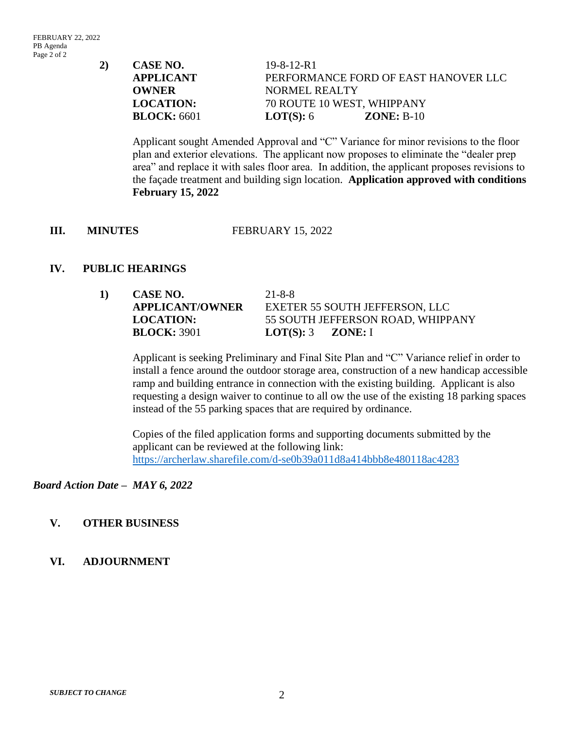**2) CASE NO.** 19-8-12-R1
**APPLICANT** PERFORMANCE FORD OF EAST HANOVER LLC
**OWNER** NORMEL REALTY
**LOCATION:** 70 ROUTE 10 WEST, WHIPPANY
**BLOCK:** 6601 **LOT(S):** 6 **ZONE:** B-10

Applicant sought Amended Approval and "C" Variance for minor revisions to the floor plan and exterior elevations. The applicant now proposes to eliminate the "dealer prep area" and replace it with sales floor area. In addition, the applicant proposes revisions to the façade treatment and building sign location. **Application approved with conditions February 15, 2022**

## III. MINUTES FEBRUARY 15, 2022

## IV. PUBLIC HEARINGS

**1) CASE NO.** 21-8-8
**APPLICANT/OWNER** EXETER 55 SOUTH JEFFERSON, LLC
**LOCATION:** 55 SOUTH JEFFERSON ROAD, WHIPPANY
**BLOCK:** 3901 **LOT(S):** 3 **ZONE:** I

Applicant is seeking Preliminary and Final Site Plan and "C" Variance relief in order to install a fence around the outdoor storage area, construction of a new handicap accessible ramp and building entrance in connection with the existing building. Applicant is also requesting a design waiver to continue to all ow the use of the existing 18 parking spaces instead of the 55 parking spaces that are required by ordinance.

Copies of the filed application forms and supporting documents submitted by the applicant can be reviewed at the following link: https://archerlaw.sharefile.com/d-se0b39a011d8a414bbb8e480118ac4283

***Board Action Date – MAY 6, 2022***

## V. OTHER BUSINESS

## VI. ADJOURNMENT

***SUBJECT TO CHANGE***